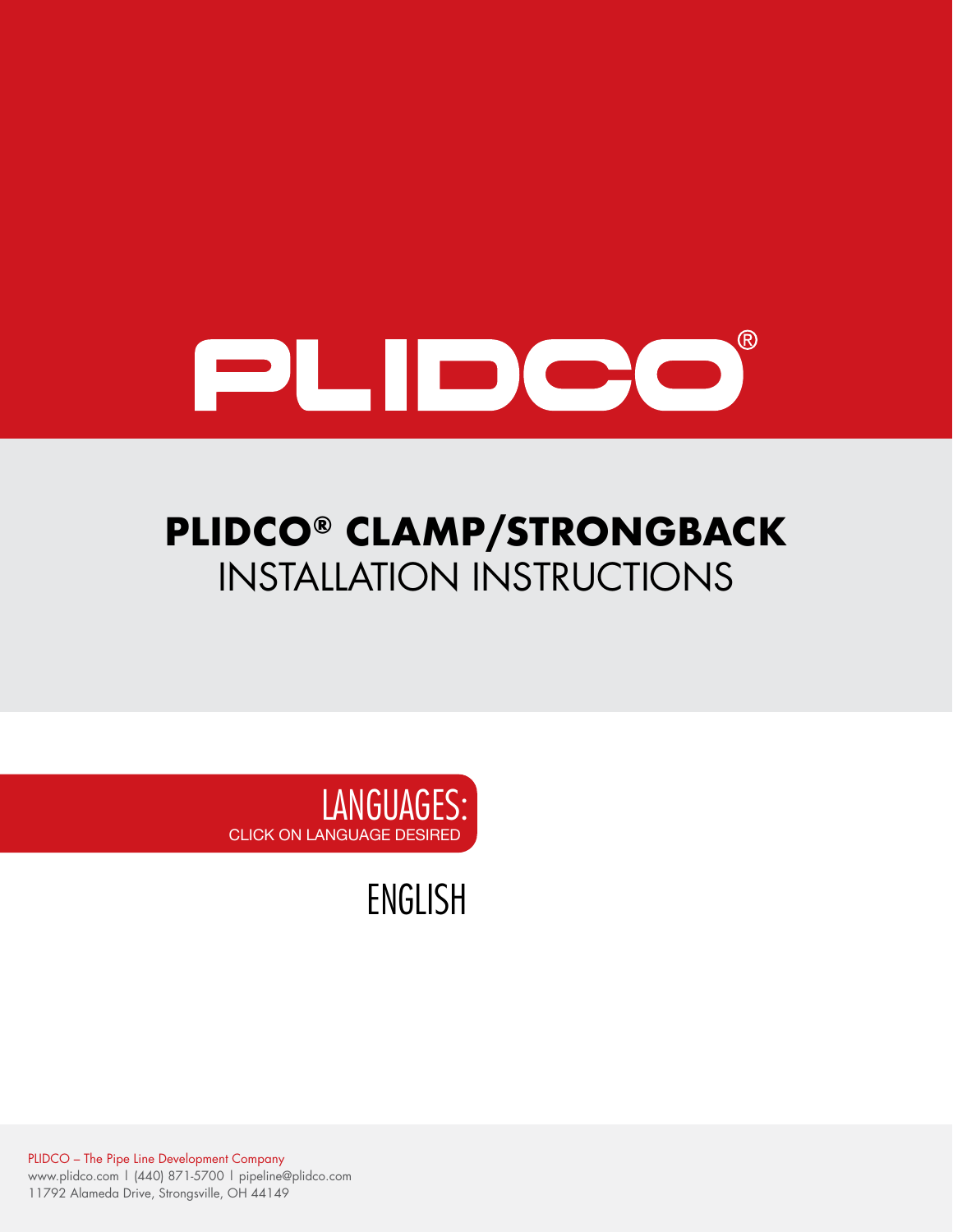# PLIDCO®

## PLIDCO® CLAMP/STRONGBACK INSTALLATION INSTRUCTIONS

LANGUAGES:
CLICK ON LANGUAGE DESIRED

ENGLISH

PLIDCO – The Pipe Line Development Company
www.plidco.com | (440) 871-5700 | pipeline@plidco.com
11792 Alameda Drive, Strongsville, OH 44149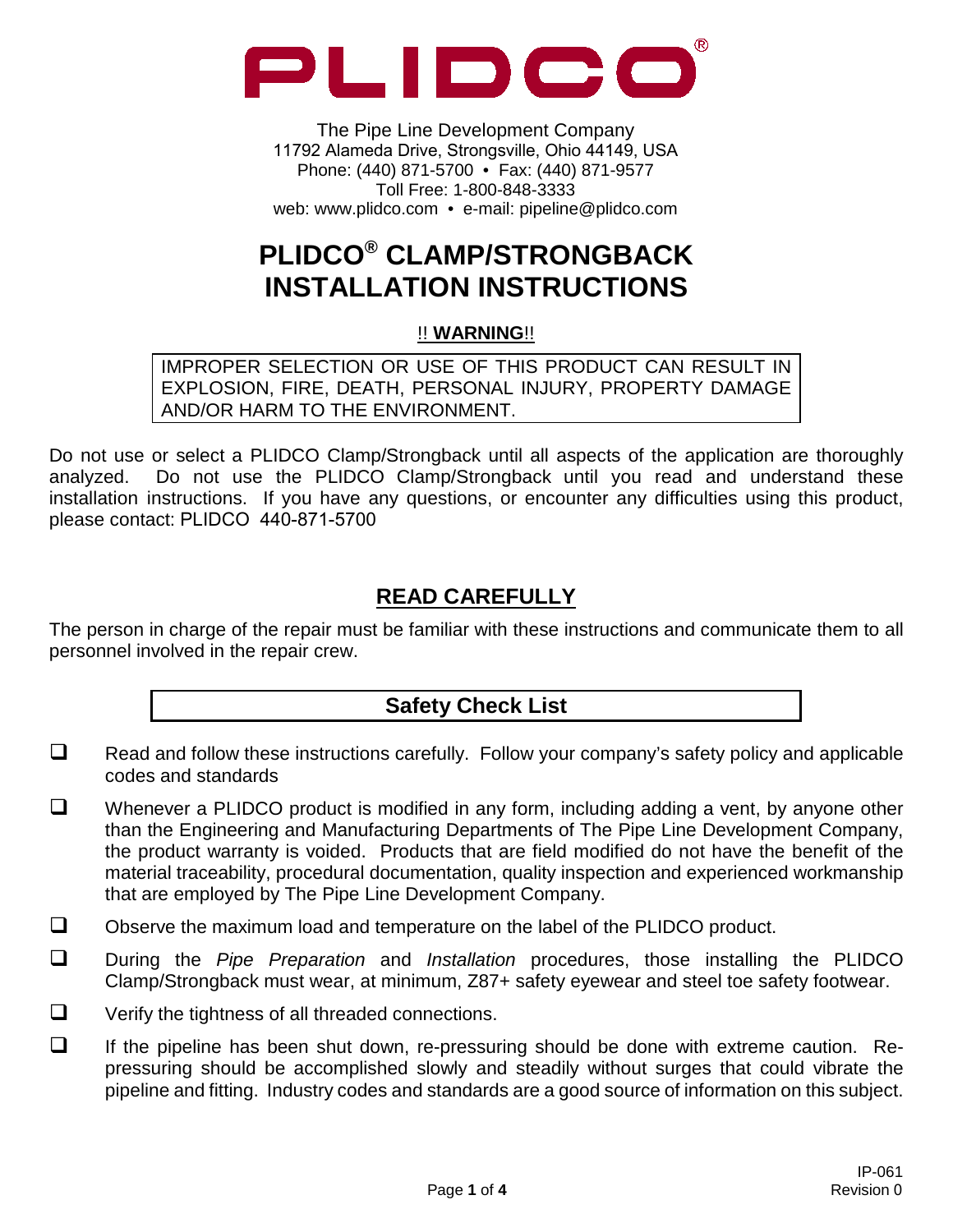# PLIDCO

The Pipe Line Development Company
11792 Alameda Drive, Strongsville, Ohio 44149, USA
Phone: (440) 871-5700 • Fax: (440) 871-9577
Toll Free: 1-800-848-3333
web: www.plidco.com • e-mail: pipeline@plidco.com

# PLIDCO® CLAMP/STRONGBACK INSTALLATION INSTRUCTIONS

!! **WARNING**!!

IMPROPER SELECTION OR USE OF THIS PRODUCT CAN RESULT IN EXPLOSION, FIRE, DEATH, PERSONAL INJURY, PROPERTY DAMAGE AND/OR HARM TO THE ENVIRONMENT.

Do not use or select a PLIDCO Clamp/Strongback until all aspects of the application are thoroughly analyzed. Do not use the PLIDCO Clamp/Strongback until you read and understand these installation instructions. If you have any questions, or encounter any difficulties using this product, please contact: PLIDCO 440-871-5700

## READ CAREFULLY

The person in charge of the repair must be familiar with these instructions and communicate them to all personnel involved in the repair crew.

## Safety Check List

- ❑ Read and follow these instructions carefully. Follow your company's safety policy and applicable codes and standards
- ❑ Whenever a PLIDCO product is modified in any form, including adding a vent, by anyone other than the Engineering and Manufacturing Departments of The Pipe Line Development Company, the product warranty is voided. Products that are field modified do not have the benefit of the material traceability, procedural documentation, quality inspection and experienced workmanship that are employed by The Pipe Line Development Company.
- ❑ Observe the maximum load and temperature on the label of the PLIDCO product.
- ❑ During the *Pipe Preparation* and *Installation* procedures, those installing the PLIDCO Clamp/Strongback must wear, at minimum, Z87+ safety eyewear and steel toe safety footwear.
- ❑ Verify the tightness of all threaded connections.
- ❑ If the pipeline has been shut down, re-pressuring should be done with extreme caution. Re-pressuring should be accomplished slowly and steadily without surges that could vibrate the pipeline and fitting. Industry codes and standards are a good source of information on this subject.

IP-061
Revision 0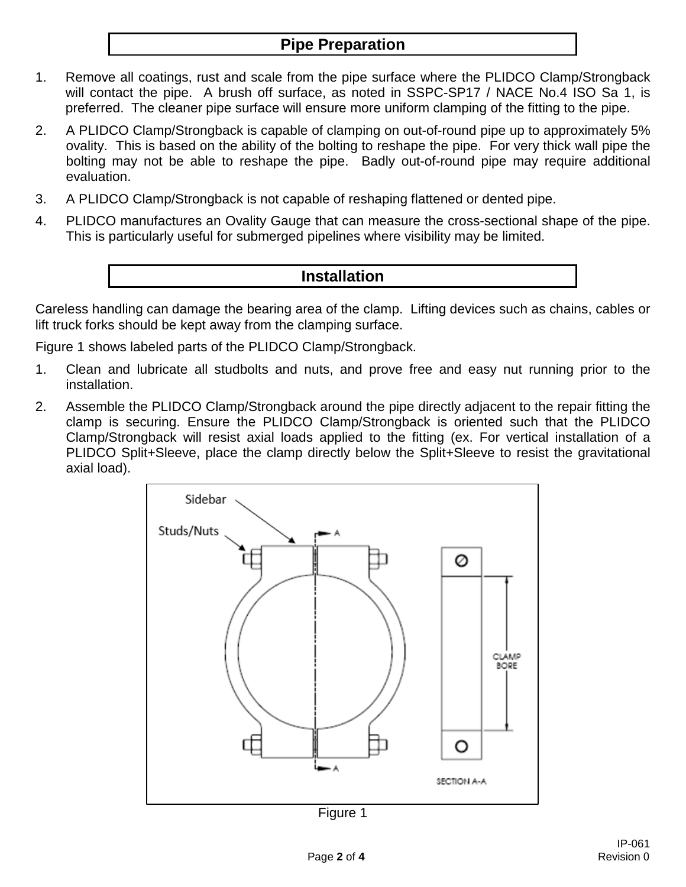## Pipe Preparation

1. Remove all coatings, rust and scale from the pipe surface where the PLIDCO Clamp/Strongback will contact the pipe. A brush off surface, as noted in SSPC-SP17 / NACE No.4 ISO Sa 1, is preferred. The cleaner pipe surface will ensure more uniform clamping of the fitting to the pipe.
2. A PLIDCO Clamp/Strongback is capable of clamping on out-of-round pipe up to approximately 5% ovality. This is based on the ability of the bolting to reshape the pipe. For very thick wall pipe the bolting may not be able to reshape the pipe. Badly out-of-round pipe may require additional evaluation.
3. A PLIDCO Clamp/Strongback is not capable of reshaping flattened or dented pipe.
4. PLIDCO manufactures an Ovality Gauge that can measure the cross-sectional shape of the pipe. This is particularly useful for submerged pipelines where visibility may be limited.

## Installation

Careless handling can damage the bearing area of the clamp. Lifting devices such as chains, cables or lift truck forks should be kept away from the clamping surface.

Figure 1 shows labeled parts of the PLIDCO Clamp/Strongback.

1. Clean and lubricate all studbolts and nuts, and prove free and easy nut running prior to the installation.
2. Assemble the PLIDCO Clamp/Strongback around the pipe directly adjacent to the repair fitting the clamp is securing. Ensure the PLIDCO Clamp/Strongback is oriented such that the PLIDCO Clamp/Strongback will resist axial loads applied to the fitting (ex. For vertical installation of a PLIDCO Split+Sleeve, place the clamp directly below the Split+Sleeve to resist the gravitational axial load).

Sidebar

Studs/Nuts

SECTION A-A

CLAMP BORE

Figure 1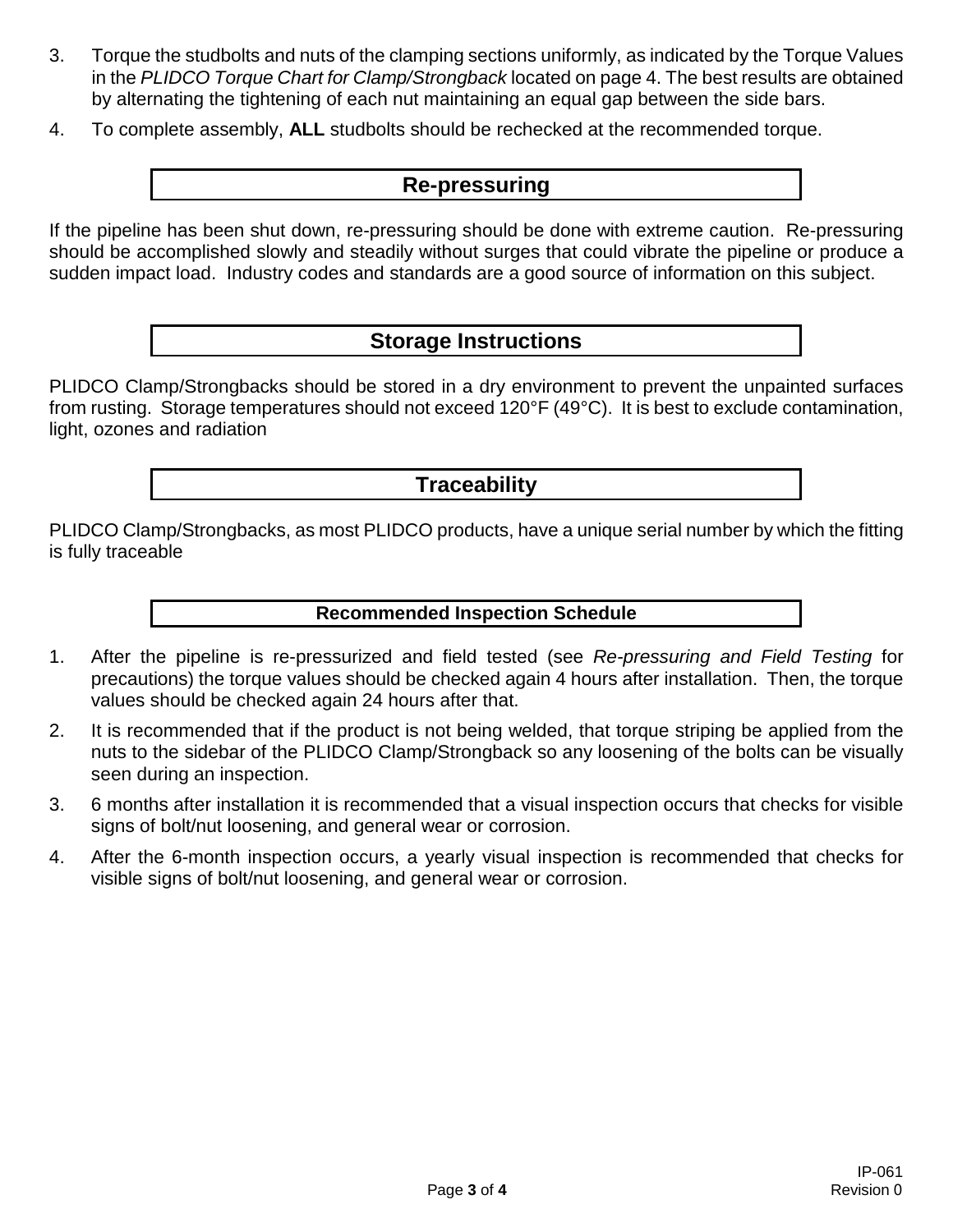3. Torque the studbolts and nuts of the clamping sections uniformly, as indicated by the Torque Values in the *PLIDCO Torque Chart for Clamp/Strongback* located on page 4. The best results are obtained by alternating the tightening of each nut maintaining an equal gap between the side bars.
4. To complete assembly, **ALL** studbolts should be rechecked at the recommended torque.

## Re-pressuring

If the pipeline has been shut down, re-pressuring should be done with extreme caution. Re-pressuring should be accomplished slowly and steadily without surges that could vibrate the pipeline or produce a sudden impact load. Industry codes and standards are a good source of information on this subject.

## Storage Instructions

PLIDCO Clamp/Strongbacks should be stored in a dry environment to prevent the unpainted surfaces from rusting. Storage temperatures should not exceed 120°F (49°C). It is best to exclude contamination, light, ozones and radiation

## Traceability

PLIDCO Clamp/Strongbacks, as most PLIDCO products, have a unique serial number by which the fitting is fully traceable

## Recommended Inspection Schedule

1. After the pipeline is re-pressurized and field tested (see *Re-pressuring and Field Testing* for precautions) the torque values should be checked again 4 hours after installation. Then, the torque values should be checked again 24 hours after that.
2. It is recommended that if the product is not being welded, that torque striping be applied from the nuts to the sidebar of the PLIDCO Clamp/Strongback so any loosening of the bolts can be visually seen during an inspection.
3. 6 months after installation it is recommended that a visual inspection occurs that checks for visible signs of bolt/nut loosening, and general wear or corrosion.
4. After the 6-month inspection occurs, a yearly visual inspection is recommended that checks for visible signs of bolt/nut loosening, and general wear or corrosion.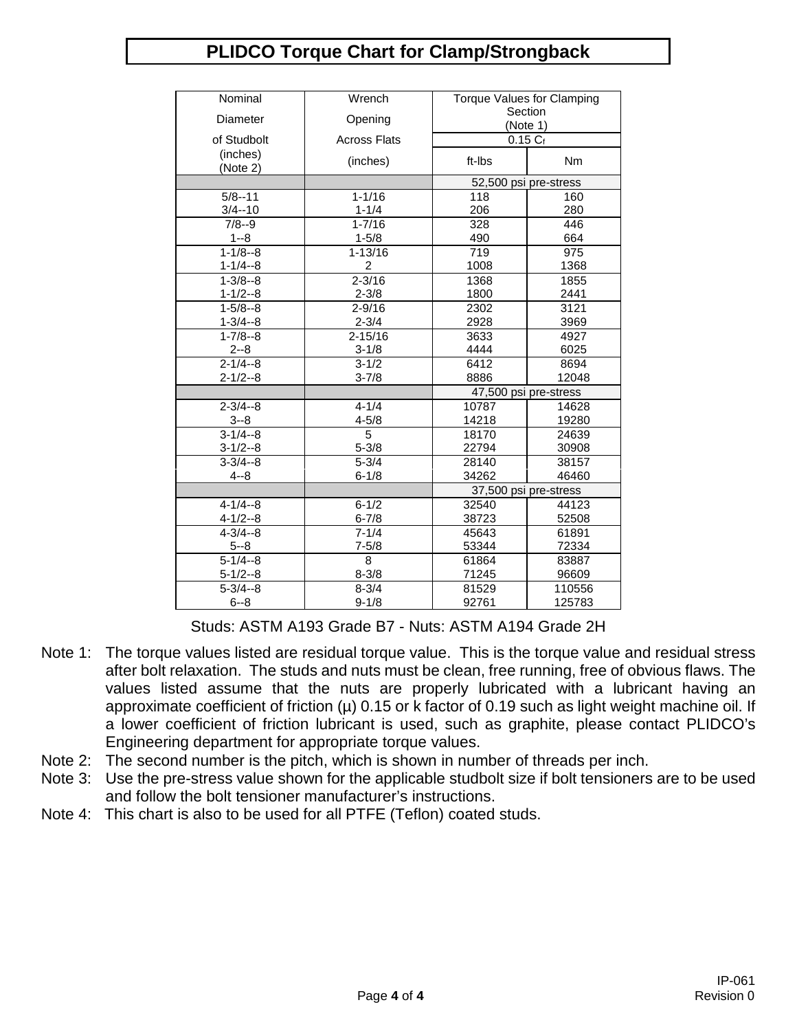# PLIDCO Torque Chart for Clamp/Strongback

| Nominal Diameter of Studbolt (inches) (Note 2) | Wrench Opening Across Flats (inches) | Torque Values for Clamping Section (Note 1) | |
|---|---|---|---|
| | | $0.15\ C_f$ | |
| | | ft-lbs | Nm |
| | | 52,500 psi pre-stress | |
| 5/8--11 | 1-1/16 | 118 | 160 |
| 3/4--10 | 1-1/4 | 206 | 280 |
| 7/8--9 | 1-7/16 | 328 | 446 |
| 1--8 | 1-5/8 | 490 | 664 |
| 1-1/8--8 | 1-13/16 | 719 | 975 |
| 1-1/4--8 | 2 | 1008 | 1368 |
| 1-3/8--8 | 2-3/16 | 1368 | 1855 |
| 1-1/2--8 | 2-3/8 | 1800 | 2441 |
| 1-5/8--8 | 2-9/16 | 2302 | 3121 |
| 1-3/4--8 | 2-3/4 | 2928 | 3969 |
| 1-7/8--8 | 2-15/16 | 3633 | 4927 |
| 2--8 | 3-1/8 | 4444 | 6025 |
| 2-1/4--8 | 3-1/2 | 6412 | 8694 |
| 2-1/2--8 | 3-7/8 | 8886 | 12048 |
| | | 47,500 psi pre-stress | |
| 2-3/4--8 | 4-1/4 | 10787 | 14628 |
| 3--8 | 4-5/8 | 14218 | 19280 |
| 3-1/4--8 | 5 | 18170 | 24639 |
| 3-1/2--8 | 5-3/8 | 22794 | 30908 |
| 3-3/4--8 | 5-3/4 | 28140 | 38157 |
| 4--8 | 6-1/8 | 34262 | 46460 |
| | | 37,500 psi pre-stress | |
| 4-1/4--8 | 6-1/2 | 32540 | 44123 |
| 4-1/2--8 | 6-7/8 | 38723 | 52508 |
| 4-3/4--8 | 7-1/4 | 45643 | 61891 |
| 5--8 | 7-5/8 | 53344 | 72334 |
| 5-1/4--8 | 8 | 61864 | 83887 |
| 5-1/2--8 | 8-3/8 | 71245 | 96609 |
| 5-3/4--8 | 8-3/4 | 81529 | 110556 |
| 6--8 | 9-1/8 | 92761 | 125783 |

Studs: ASTM A193 Grade B7 - Nuts: ASTM A194 Grade 2H

Note 1: The torque values listed are residual torque value. This is the torque value and residual stress after bolt relaxation. The studs and nuts must be clean, free running, free of obvious flaws. The values listed assume that the nuts are properly lubricated with a lubricant having an approximate coefficient of friction (μ) 0.15 or k factor of 0.19 such as light weight machine oil. If a lower coefficient of friction lubricant is used, such as graphite, please contact PLIDCO's Engineering department for appropriate torque values.

Note 2: The second number is the pitch, which is shown in number of threads per inch.

Note 3: Use the pre-stress value shown for the applicable studbolt size if bolt tensioners are to be used and follow the bolt tensioner manufacturer's instructions.

Note 4: This chart is also to be used for all PTFE (Teflon) coated studs.